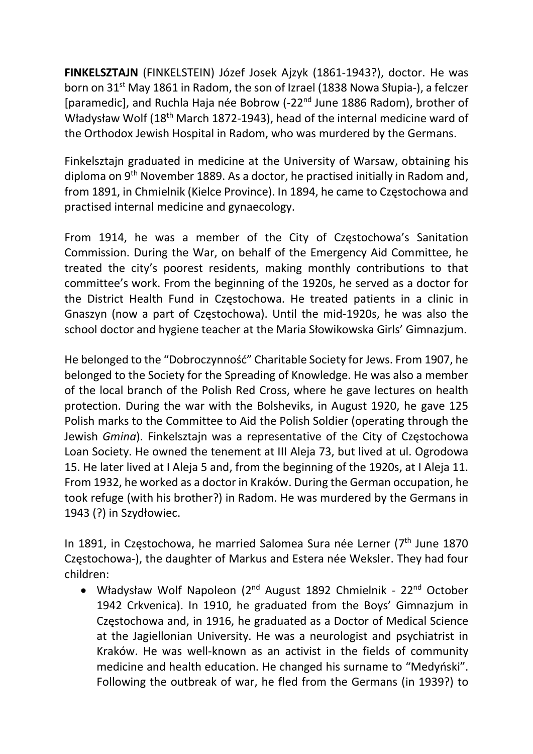**FINKELSZTAJN** (FINKELSTEIN) Józef Josek Ajzyk (1861-1943?), doctor. He was born on 31st May 1861 in Radom, the son of Izrael (1838 Nowa Słupia-), a felczer [paramedic], and Ruchla Haja née Bobrow (-22nd June 1886 Radom), brother of Władysław Wolf (18th March 1872-1943), head of the internal medicine ward of the Orthodox Jewish Hospital in Radom, who was murdered by the Germans.

Finkelsztajn graduated in medicine at the University of Warsaw, obtaining his diploma on 9th November 1889. As a doctor, he practised initially in Radom and, from 1891, in Chmielnik (Kielce Province). In 1894, he came to Częstochowa and practised internal medicine and gynaecology.

From 1914, he was a member of the City of Częstochowa's Sanitation Commission. During the War, on behalf of the Emergency Aid Committee, he treated the city's poorest residents, making monthly contributions to that committee's work. From the beginning of the 1920s, he served as a doctor for the District Health Fund in Częstochowa. He treated patients in a clinic in Gnaszyn (now a part of Częstochowa). Until the mid-1920s, he was also the school doctor and hygiene teacher at the Maria Słowikowska Girls' Gimnazjum.

He belonged to the "Dobroczynność" Charitable Society for Jews. From 1907, he belonged to the Society for the Spreading of Knowledge. He was also a member of the local branch of the Polish Red Cross, where he gave lectures on health protection. During the war with the Bolsheviks, in August 1920, he gave 125 Polish marks to the Committee to Aid the Polish Soldier (operating through the Jewish *Gmina*). Finkelsztajn was a representative of the City of Częstochowa Loan Society. He owned the tenement at III Aleja 73, but lived at ul. Ogrodowa 15. He later lived at I Aleja 5 and, from the beginning of the 1920s, at I Aleja 11. From 1932, he worked as a doctor in Kraków. During the German occupation, he took refuge (with his brother?) in Radom. He was murdered by the Germans in 1943 (?) in Szydłowiec.

In 1891, in Częstochowa, he married Salomea Sura née Lerner (7th June 1870 Częstochowa-), the daughter of Markus and Estera née Weksler. They had four children:

- Władysław Wolf Napoleon (2nd August 1892 Chmielnik - 22nd October 1942 Crkvenica). In 1910, he graduated from the Boys' Gimnazjum in Częstochowa and, in 1916, he graduated as a Doctor of Medical Science at the Jagiellonian University. He was a neurologist and psychiatrist in Kraków. He was well-known as an activist in the fields of community medicine and health education. He changed his surname to "Medyński". Following the outbreak of war, he fled from the Germans (in 1939?) to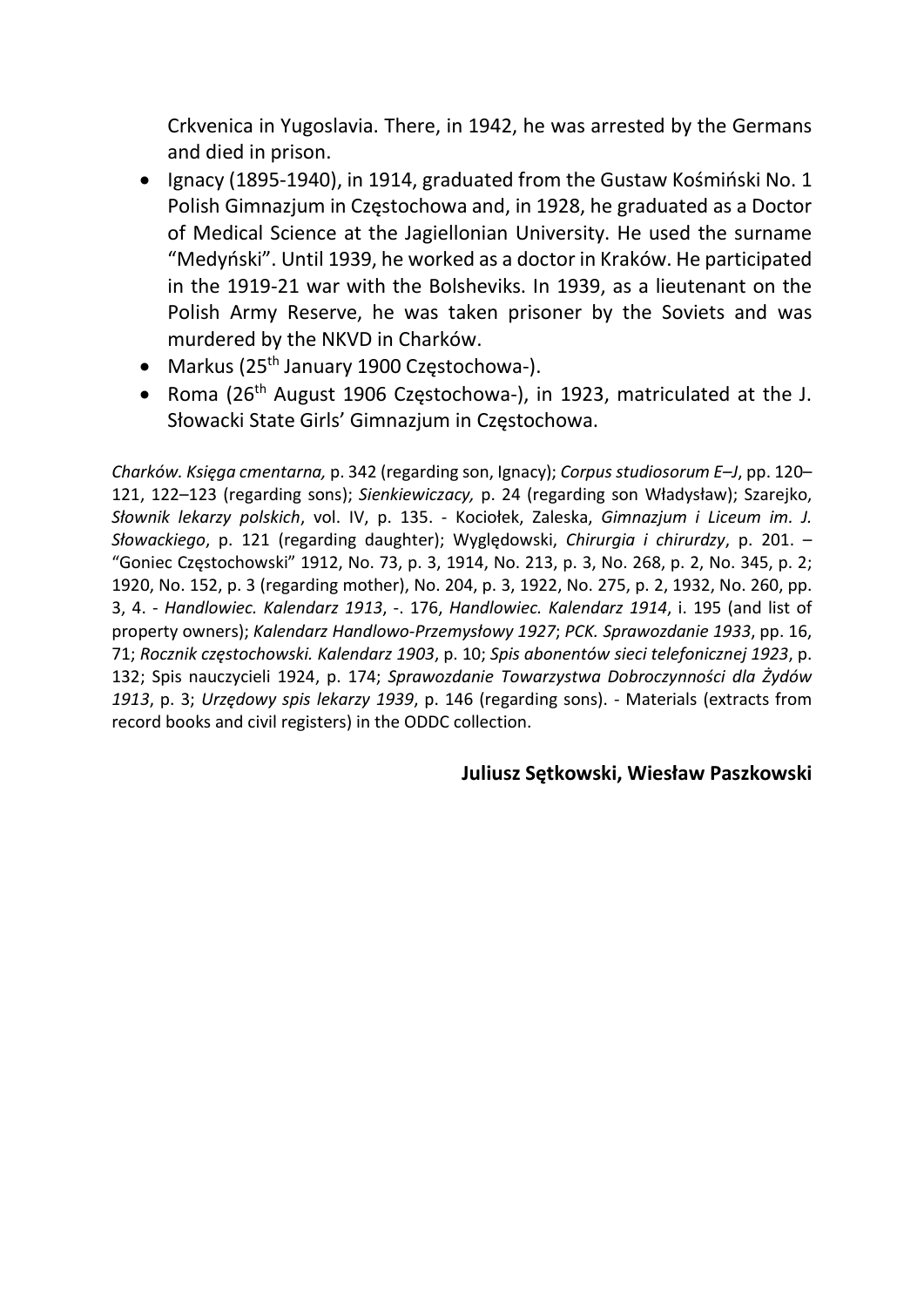Crkvenica in Yugoslavia. There, in 1942, he was arrested by the Germans and died in prison.

- Ignacy (1895-1940), in 1914, graduated from the Gustaw Kośmiński No. 1 Polish Gimnazjum in Częstochowa and, in 1928, he graduated as a Doctor of Medical Science at the Jagiellonian University. He used the surname "Medyński". Until 1939, he worked as a doctor in Kraków. He participated in the 1919-21 war with the Bolsheviks. In 1939, as a lieutenant on the Polish Army Reserve, he was taken prisoner by the Soviets and was murdered by the NKVD in Charków.
- Markus (25th January 1900 Częstochowa-).
- Roma (26th August 1906 Częstochowa-), in 1923, matriculated at the J. Słowacki State Girls' Gimnazjum in Częstochowa.

*Charków. Księga cmentarna,* p. 342 (regarding son, Ignacy); *Corpus studiosorum E–J*, pp. 120–121, 122–123 (regarding sons); *Sienkiewiczacy,* p. 24 (regarding son Władysław); Szarejko, *Słownik lekarzy polskich*, vol. IV, p. 135. - Kociołek, Zaleska, *Gimnazjum i Liceum im. J. Słowackiego*, p. 121 (regarding daughter); Wyględowski, *Chirurgia i chirurdzy*, p. 201. – "Goniec Częstochowski" 1912, No. 73, p. 3, 1914, No. 213, p. 3, No. 268, p. 2, No. 345, p. 2; 1920, No. 152, p. 3 (regarding mother), No. 204, p. 3, 1922, No. 275, p. 2, 1932, No. 260, pp. 3, 4. - *Handlowiec. Kalendarz 1913*, -. 176, *Handlowiec. Kalendarz 1914*, i. 195 (and list of property owners); *Kalendarz Handlowo-Przemysłowy 1927*; *PCK. Sprawozdanie 1933*, pp. 16, 71; *Rocznik częstochowski. Kalendarz 1903*, p. 10; *Spis abonentów sieci telefonicznej 1923*, p. 132; Spis nauczycieli 1924, p. 174; *Sprawozdanie Towarzystwa Dobroczynności dla Żydów 1913*, p. 3; *Urzędowy spis lekarzy 1939*, p. 146 (regarding sons). - Materials (extracts from record books and civil registers) in the ODDC collection.

**Juliusz Sętkowski, Wiesław Paszkowski**